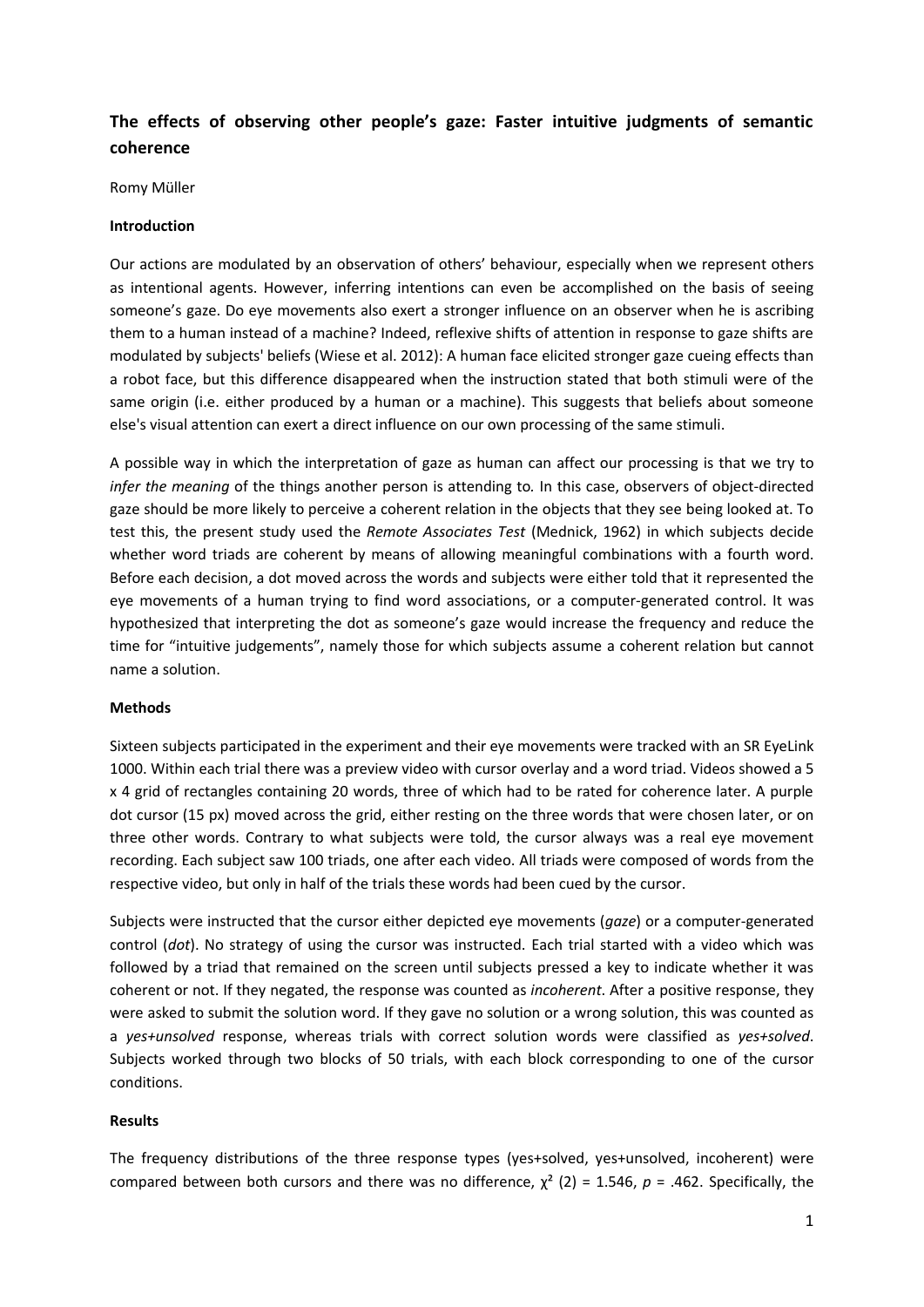# The effects of observing other people's gaze: Faster intuitive judgments of semantic coherence

Romy Müller

### Introduction

Our actions are modulated by an observation of others' behaviour, especially when we represent others as intentional agents. However, inferring intentions can even be accomplished on the basis of seeing someone's gaze. Do eye movements also exert a stronger influence on an observer when he is ascribing them to a human instead of a machine? Indeed, reflexive shifts of attention in response to gaze shifts are modulated by subjects' beliefs (Wiese et al. 2012): A human face elicited stronger gaze cueing effects than a robot face, but this difference disappeared when the instruction stated that both stimuli were of the same origin (i.e. either produced by a human or a machine). This suggests that beliefs about someone else's visual attention can exert a direct influence on our own processing of the same stimuli.

A possible way in which the interpretation of gaze as human can affect our processing is that we try to *infer the meaning* of the things another person is attending to. In this case, observers of object-directed gaze should be more likely to perceive a coherent relation in the objects that they see being looked at. To test this, the present study used the *Remote Associates Test* (Mednick, 1962) in which subjects decide whether word triads are coherent by means of allowing meaningful combinations with a fourth word. Before each decision, a dot moved across the words and subjects were either told that it represented the eye movements of a human trying to find word associations, or a computer-generated control. It was hypothesized that interpreting the dot as someone's gaze would increase the frequency and reduce the time for "intuitive judgements", namely those for which subjects assume a coherent relation but cannot name a solution.

### Methods

Sixteen subjects participated in the experiment and their eye movements were tracked with an SR EyeLink 1000. Within each trial there was a preview video with cursor overlay and a word triad. Videos showed a 5 x 4 grid of rectangles containing 20 words, three of which had to be rated for coherence later. A purple dot cursor (15 px) moved across the grid, either resting on the three words that were chosen later, or on three other words. Contrary to what subjects were told, the cursor always was a real eye movement recording. Each subject saw 100 triads, one after each video. All triads were composed of words from the respective video, but only in half of the trials these words had been cued by the cursor.

Subjects were instructed that the cursor either depicted eye movements (*gaze*) or a computer-generated control (*dot*). No strategy of using the cursor was instructed. Each trial started with a video which was followed by a triad that remained on the screen until subjects pressed a key to indicate whether it was coherent or not. If they negated, the response was counted as *incoherent*. After a positive response, they were asked to submit the solution word. If they gave no solution or a wrong solution, this was counted as a *yes+unsolved* response, whereas trials with correct solution words were classified as *yes+solved*. Subjects worked through two blocks of 50 trials, with each block corresponding to one of the cursor conditions.

### Results

The frequency distributions of the three response types (yes+solved, yes+unsolved, incoherent) were compared between both cursors and there was no difference, $\chi^2(2) = 1.546$, $p = .462$. Specifically, the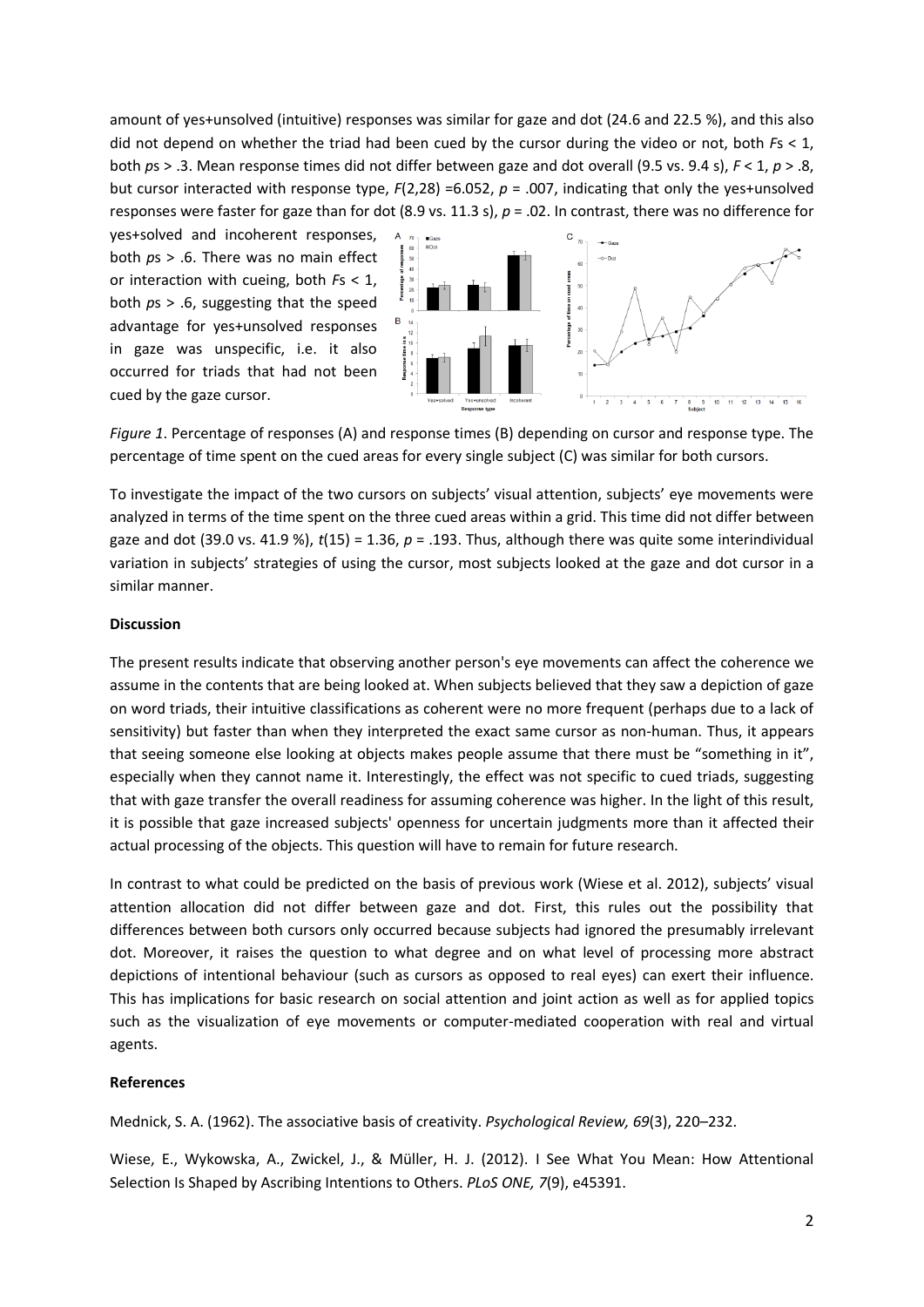amount of yes+unsolved (intuitive) responses was similar for gaze and dot (24.6 and 22.5 %), and this also did not depend on whether the triad had been cued by the cursor during the video or not, both $F$s < 1, both $p$s > .3. Mean response times did not differ between gaze and dot overall (9.5 vs. 9.4 s), $F < 1$, $p > .8$, but cursor interacted with response type, $F(2,28) = 6.052$, $p = .007$, indicating that only the yes+unsolved responses were faster for gaze than for dot (8.9 vs. 11.3 s), $p = .02$. In contrast, there was no difference for yes+solved and incoherent responses, both $p$s > .6. There was no main effect or interaction with cueing, both $F$s < 1, both $p$s > .6, suggesting that the speed advantage for yes+unsolved responses in gaze was unspecific, i.e. it also occurred for triads that had not been cued by the gaze cursor.

A
Gaze
Dot
Percentage of responses
0
10
20
30
40
50
60
70
B
Response time in s
0
2
4
6
8
10
12
14
Yes+solved
Yes+unsolved
Incoherent
Response type
C
Gaze
Dot
Percentage of time on cued areas
0
10
20
30
40
50
60
70
1 2 3 4 5 6 7 8 9 10 11 12 13 14 15 16
Subject

*Figure 1*. Percentage of responses (A) and response times (B) depending on cursor and response type. The percentage of time spent on the cued areas for every single subject (C) was similar for both cursors.

To investigate the impact of the two cursors on subjects' visual attention, subjects' eye movements were analyzed in terms of the time spent on the three cued areas within a grid. This time did not differ between gaze and dot (39.0 vs. 41.9 %), $t(15) = 1.36$, $p = .193$. Thus, although there was quite some interindividual variation in subjects' strategies of using the cursor, most subjects looked at the gaze and dot cursor in a similar manner.

**Discussion**

The present results indicate that observing another person's eye movements can affect the coherence we assume in the contents that are being looked at. When subjects believed that they saw a depiction of gaze on word triads, their intuitive classifications as coherent were no more frequent (perhaps due to a lack of sensitivity) but faster than when they interpreted the exact same cursor as non-human. Thus, it appears that seeing someone else looking at objects makes people assume that there must be "something in it", especially when they cannot name it. Interestingly, the effect was not specific to cued triads, suggesting that with gaze transfer the overall readiness for assuming coherence was higher. In the light of this result, it is possible that gaze increased subjects' openness for uncertain judgments more than it affected their actual processing of the objects. This question will have to remain for future research.

In contrast to what could be predicted on the basis of previous work (Wiese et al. 2012), subjects' visual attention allocation did not differ between gaze and dot. First, this rules out the possibility that differences between both cursors only occurred because subjects had ignored the presumably irrelevant dot. Moreover, it raises the question to what degree and on what level of processing more abstract depictions of intentional behaviour (such as cursors as opposed to real eyes) can exert their influence. This has implications for basic research on social attention and joint action as well as for applied topics such as the visualization of eye movements or computer-mediated cooperation with real and virtual agents.

**References**

Mednick, S. A. (1962). The associative basis of creativity. *Psychological Review, 69*(3), 220–232.

Wiese, E., Wykowska, A., Zwickel, J., & Müller, H. J. (2012). I See What You Mean: How Attentional Selection Is Shaped by Ascribing Intentions to Others. *PLoS ONE, 7*(9), e45391.